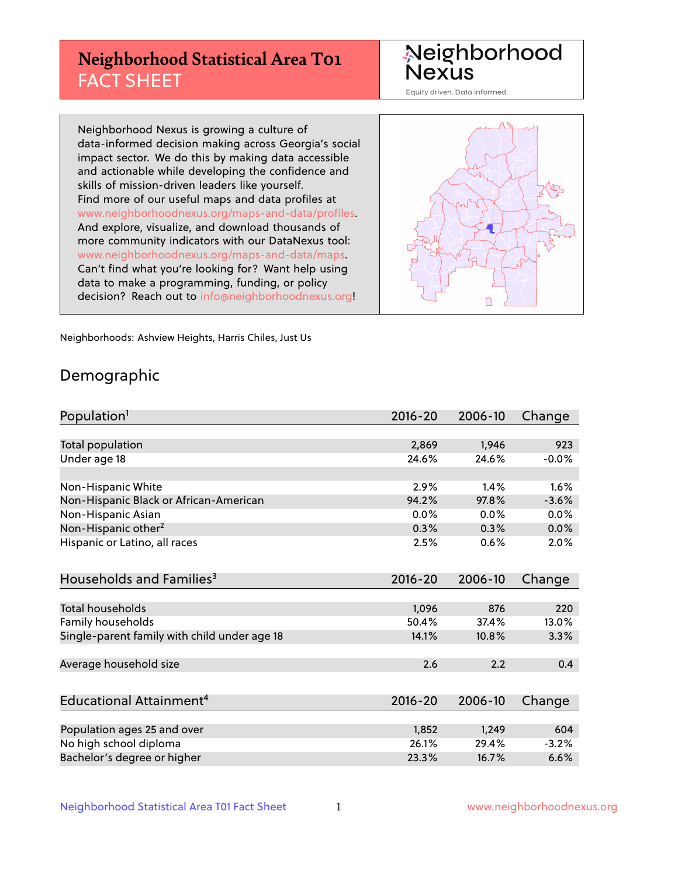# Neighborhood Statistical Area T01 FACT SHEET

Neighborhood Nexus

Equity driven. Data informed.

Neighborhood Nexus is growing a culture of data-informed decision making across Georgia's social impact sector. We do this by making data accessible and actionable while developing the confidence and skills of mission-driven leaders like yourself. Find more of our useful maps and data profiles at www.neighborhoodnexus.org/maps-and-data/profiles. And explore, visualize, and download thousands of more community indicators with our DataNexus tool: www.neighborhoodnexus.org/maps-and-data/maps. Can't find what you're looking for? Want help using data to make a programming, funding, or policy decision? Reach out to info@neighborhoodnexus.org!

Neighborhoods: Ashview Heights, Harris Chiles, Just Us

## Demographic

| Population[1] | 2016-20 | 2006-10 | Change |
|---|---|---|---|
| Total population | 2,869 | 1,946 | 923 |
| Under age 18 | 24.6% | 24.6% | -0.0% |
| | | | |
| Non-Hispanic White | 2.9% | 1.4% | 1.6% |
| Non-Hispanic Black or African-American | 94.2% | 97.8% | -3.6% |
| Non-Hispanic Asian | 0.0% | 0.0% | 0.0% |
| Non-Hispanic other[2] | 0.3% | 0.3% | 0.0% |
| Hispanic or Latino, all races | 2.5% | 0.6% | 2.0% |

| Households and Families[3] | 2016-20 | 2006-10 | Change |
|---|---|---|---|
| Total households | 1,096 | 876 | 220 |
| Family households | 50.4% | 37.4% | 13.0% |
| Single-parent family with child under age 18 | 14.1% | 10.8% | 3.3% |
| | | | |
| Average household size | 2.6 | 2.2 | 0.4 |

| Educational Attainment[4] | 2016-20 | 2006-10 | Change |
|---|---|---|---|
| Population ages 25 and over | 1,852 | 1,249 | 604 |
| No high school diploma | 26.1% | 29.4% | -3.2% |
| Bachelor's degree or higher | 23.3% | 16.7% | 6.6% |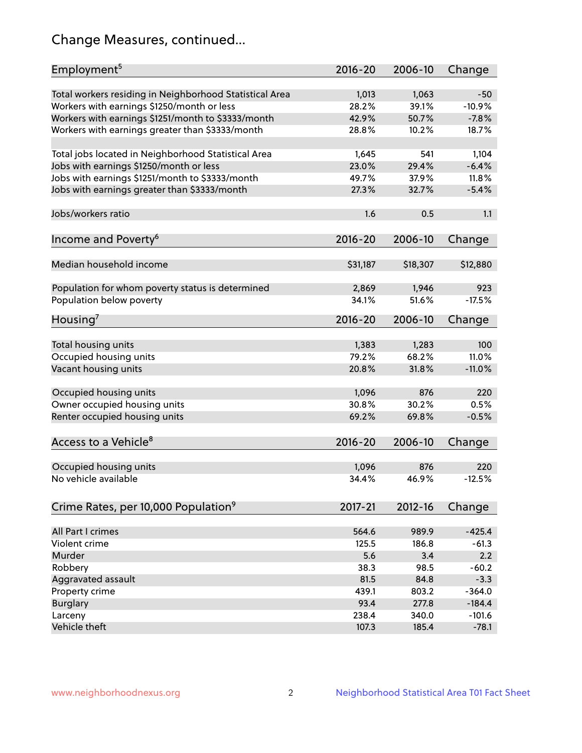## Change Measures, continued...

| Employment[5] | 2016-20 | 2006-10 | Change |
|---|---|---|---|
| Total workers residing in Neighborhood Statistical Area | 1,013 | 1,063 | -50 |
| Workers with earnings $1250/month or less | 28.2% | 39.1% | -10.9% |
| Workers with earnings $1251/month to $3333/month | 42.9% | 50.7% | -7.8% |
| Workers with earnings greater than $3333/month | 28.8% | 10.2% | 18.7% |
| | | | |
| Total jobs located in Neighborhood Statistical Area | 1,645 | 541 | 1,104 |
| Jobs with earnings $1250/month or less | 23.0% | 29.4% | -6.4% |
| Jobs with earnings $1251/month to $3333/month | 49.7% | 37.9% | 11.8% |
| Jobs with earnings greater than $3333/month | 27.3% | 32.7% | -5.4% |
| | | | |
| Jobs/workers ratio | 1.6 | 0.5 | 1.1 |

| Income and Poverty[6] | 2016-20 | 2006-10 | Change |
|---|---|---|---|
| Median household income | $31,187 | $18,307 | $12,880 |
| | | | |
| Population for whom poverty status is determined | 2,869 | 1,946 | 923 |
| Population below poverty | 34.1% | 51.6% | -17.5% |

| Housing[7] | 2016-20 | 2006-10 | Change |
|---|---|---|---|
| Total housing units | 1,383 | 1,283 | 100 |
| Occupied housing units | 79.2% | 68.2% | 11.0% |
| Vacant housing units | 20.8% | 31.8% | -11.0% |
| | | | |
| Occupied housing units | 1,096 | 876 | 220 |
| Owner occupied housing units | 30.8% | 30.2% | 0.5% |
| Renter occupied housing units | 69.2% | 69.8% | -0.5% |

| Access to a Vehicle[8] | 2016-20 | 2006-10 | Change |
|---|---|---|---|
| Occupied housing units | 1,096 | 876 | 220 |
| No vehicle available | 34.4% | 46.9% | -12.5% |

| Crime Rates, per 10,000 Population[9] | 2017-21 | 2012-16 | Change |
|---|---|---|---|
| All Part I crimes | 564.6 | 989.9 | -425.4 |
| Violent crime | 125.5 | 186.8 | -61.3 |
| Murder | 5.6 | 3.4 | 2.2 |
| Robbery | 38.3 | 98.5 | -60.2 |
| Aggravated assault | 81.5 | 84.8 | -3.3 |
| Property crime | 439.1 | 803.2 | -364.0 |
| Burglary | 93.4 | 277.8 | -184.4 |
| Larceny | 238.4 | 340.0 | -101.6 |
| Vehicle theft | 107.3 | 185.4 | -78.1 |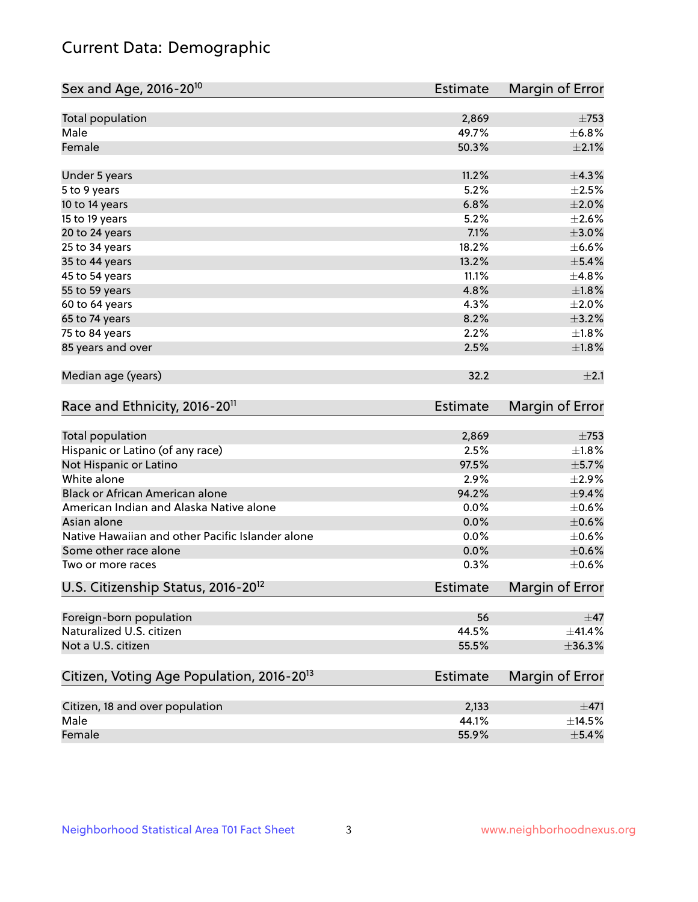# Current Data: Demographic

| Sex and Age, 2016-20[10] | Estimate | Margin of Error |
|---|---|---|
| Total population | 2,869 | ±753 |
| Male | 49.7% | ±6.8% |
| Female | 50.3% | ±2.1% |
| Under 5 years | 11.2% | ±4.3% |
| 5 to 9 years | 5.2% | ±2.5% |
| 10 to 14 years | 6.8% | ±2.0% |
| 15 to 19 years | 5.2% | ±2.6% |
| 20 to 24 years | 7.1% | ±3.0% |
| 25 to 34 years | 18.2% | ±6.6% |
| 35 to 44 years | 13.2% | ±5.4% |
| 45 to 54 years | 11.1% | ±4.8% |
| 55 to 59 years | 4.8% | ±1.8% |
| 60 to 64 years | 4.3% | ±2.0% |
| 65 to 74 years | 8.2% | ±3.2% |
| 75 to 84 years | 2.2% | ±1.8% |
| 85 years and over | 2.5% | ±1.8% |
| Median age (years) | 32.2 | ±2.1 |

| Race and Ethnicity, 2016-20[11] | Estimate | Margin of Error |
|---|---|---|
| Total population | 2,869 | ±753 |
| Hispanic or Latino (of any race) | 2.5% | ±1.8% |
| Not Hispanic or Latino | 97.5% | ±5.7% |
| White alone | 2.9% | ±2.9% |
| Black or African American alone | 94.2% | ±9.4% |
| American Indian and Alaska Native alone | 0.0% | ±0.6% |
| Asian alone | 0.0% | ±0.6% |
| Native Hawaiian and other Pacific Islander alone | 0.0% | ±0.6% |
| Some other race alone | 0.0% | ±0.6% |
| Two or more races | 0.3% | ±0.6% |

| U.S. Citizenship Status, 2016-20[12] | Estimate | Margin of Error |
|---|---|---|
| Foreign-born population | 56 | ±47 |
| Naturalized U.S. citizen | 44.5% | ±41.4% |
| Not a U.S. citizen | 55.5% | ±36.3% |

| Citizen, Voting Age Population, 2016-20[13] | Estimate | Margin of Error |
|---|---|---|
| Citizen, 18 and over population | 2,133 | ±471 |
| Male | 44.1% | ±14.5% |
| Female | 55.9% | ±5.4% |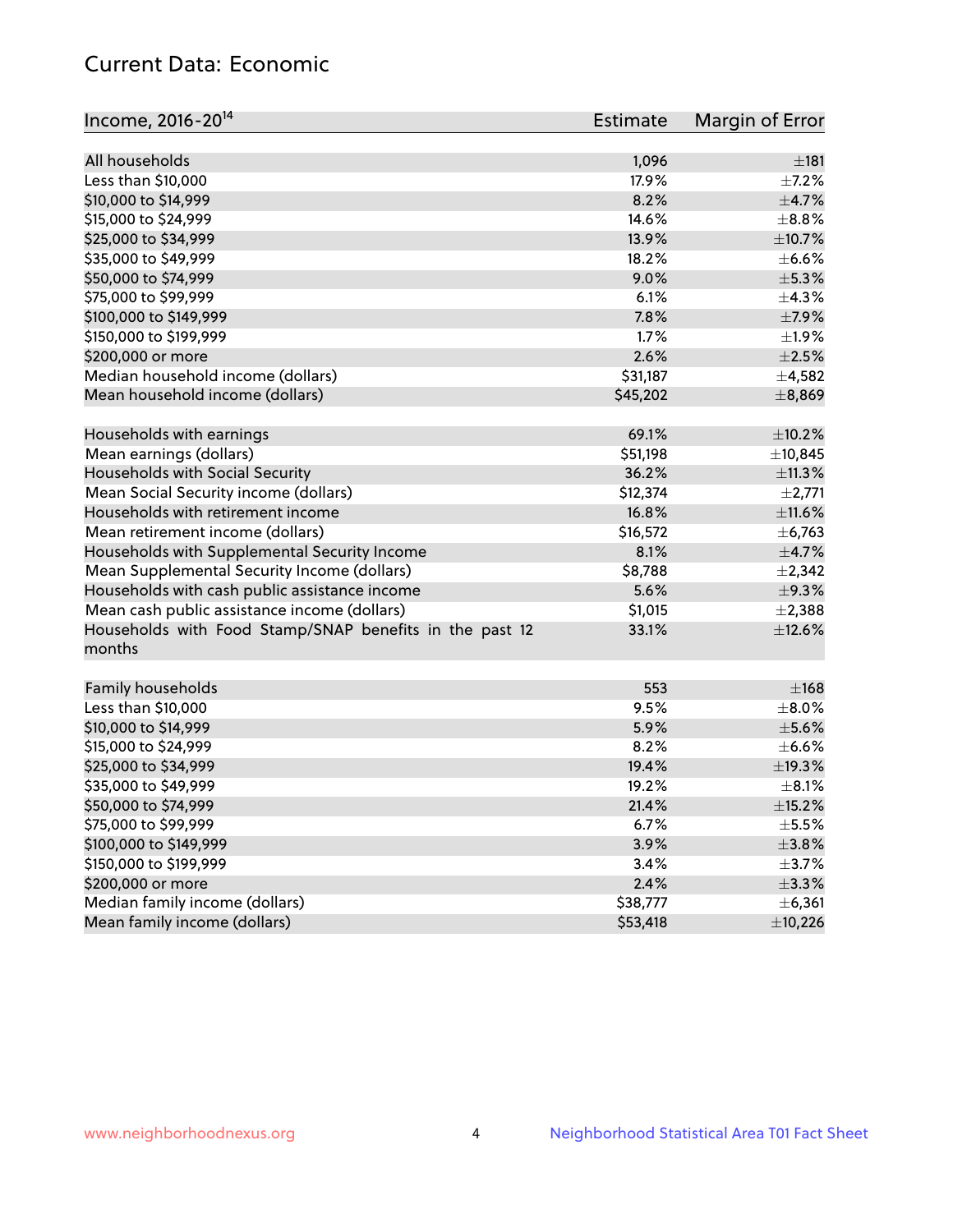## Current Data: Economic

| Income, 2016-20[14] | Estimate | Margin of Error |
|---|---|---|
| All households | 1,096 | ±181 |
| Less than $10,000 | 17.9% | ±7.2% |
| $10,000 to $14,999 | 8.2% | ±4.7% |
| $15,000 to $24,999 | 14.6% | ±8.8% |
| $25,000 to $34,999 | 13.9% | ±10.7% |
| $35,000 to $49,999 | 18.2% | ±6.6% |
| $50,000 to $74,999 | 9.0% | ±5.3% |
| $75,000 to $99,999 | 6.1% | ±4.3% |
| $100,000 to $149,999 | 7.8% | ±7.9% |
| $150,000 to $199,999 | 1.7% | ±1.9% |
| $200,000 or more | 2.6% | ±2.5% |
| Median household income (dollars) | $31,187 | ±4,582 |
| Mean household income (dollars) | $45,202 | ±8,869 |
| | | |
| Households with earnings | 69.1% | ±10.2% |
| Mean earnings (dollars) | $51,198 | ±10,845 |
| Households with Social Security | 36.2% | ±11.3% |
| Mean Social Security income (dollars) | $12,374 | ±2,771 |
| Households with retirement income | 16.8% | ±11.6% |
| Mean retirement income (dollars) | $16,572 | ±6,763 |
| Households with Supplemental Security Income | 8.1% | ±4.7% |
| Mean Supplemental Security Income (dollars) | $8,788 | ±2,342 |
| Households with cash public assistance income | 5.6% | ±9.3% |
| Mean cash public assistance income (dollars) | $1,015 | ±2,388 |
| Households with Food Stamp/SNAP benefits in the past 12 months | 33.1% | ±12.6% |
| | | |
| Family households | 553 | ±168 |
| Less than $10,000 | 9.5% | ±8.0% |
| $10,000 to $14,999 | 5.9% | ±5.6% |
| $15,000 to $24,999 | 8.2% | ±6.6% |
| $25,000 to $34,999 | 19.4% | ±19.3% |
| $35,000 to $49,999 | 19.2% | ±8.1% |
| $50,000 to $74,999 | 21.4% | ±15.2% |
| $75,000 to $99,999 | 6.7% | ±5.5% |
| $100,000 to $149,999 | 3.9% | ±3.8% |
| $150,000 to $199,999 | 3.4% | ±3.7% |
| $200,000 or more | 2.4% | ±3.3% |
| Median family income (dollars) | $38,777 | ±6,361 |
| Mean family income (dollars) | $53,418 | ±10,226 |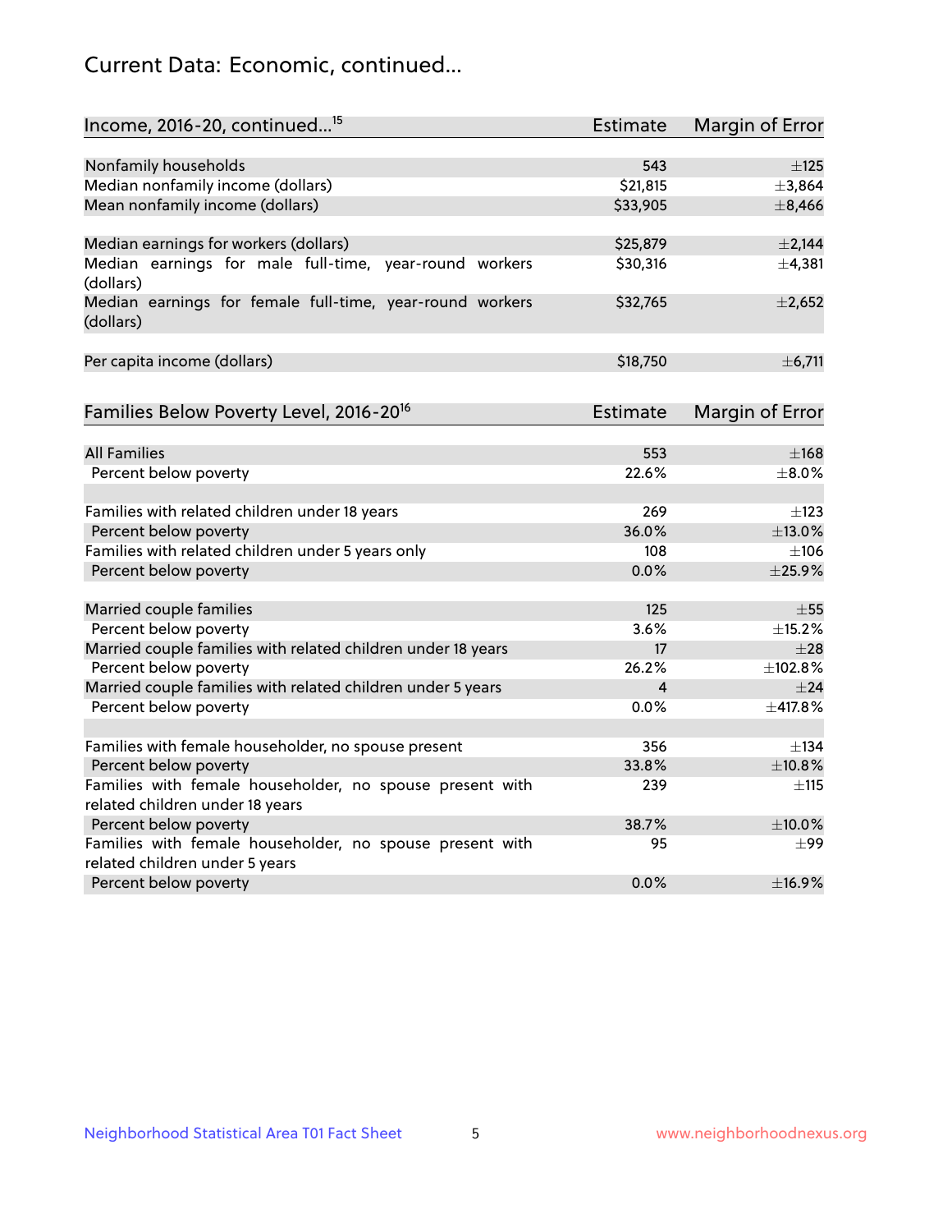## Current Data: Economic, continued...

| Income, 2016-20, continued...[15] | Estimate | Margin of Error |
|---|---|---|
| Nonfamily households | 543 | ±125 |
| Median nonfamily income (dollars) | $21,815 | ±3,864 |
| Mean nonfamily income (dollars) | $33,905 | ±8,466 |
| | | |
| Median earnings for workers (dollars) | $25,879 | ±2,144 |
| Median earnings for male full-time, year-round workers (dollars) | $30,316 | ±4,381 |
| Median earnings for female full-time, year-round workers (dollars) | $32,765 | ±2,652 |
| | | |
| Per capita income (dollars) | $18,750 | ±6,711 |

| Families Below Poverty Level, 2016-20[16] | Estimate | Margin of Error |
|---|---|---|
| All Families | 553 | ±168 |
| Percent below poverty | 22.6% | ±8.0% |
| | | |
| Families with related children under 18 years | 269 | ±123 |
| Percent below poverty | 36.0% | ±13.0% |
| Families with related children under 5 years only | 108 | ±106 |
| Percent below poverty | 0.0% | ±25.9% |
| | | |
| Married couple families | 125 | ±55 |
| Percent below poverty | 3.6% | ±15.2% |
| Married couple families with related children under 18 years | 17 | ±28 |
| Percent below poverty | 26.2% | ±102.8% |
| Married couple families with related children under 5 years | 4 | ±24 |
| Percent below poverty | 0.0% | ±417.8% |
| | | |
| Families with female householder, no spouse present | 356 | ±134 |
| Percent below poverty | 33.8% | ±10.8% |
| Families with female householder, no spouse present with related children under 18 years | 239 | ±115 |
| Percent below poverty | 38.7% | ±10.0% |
| Families with female householder, no spouse present with related children under 5 years | 95 | ±99 |
| Percent below poverty | 0.0% | ±16.9% |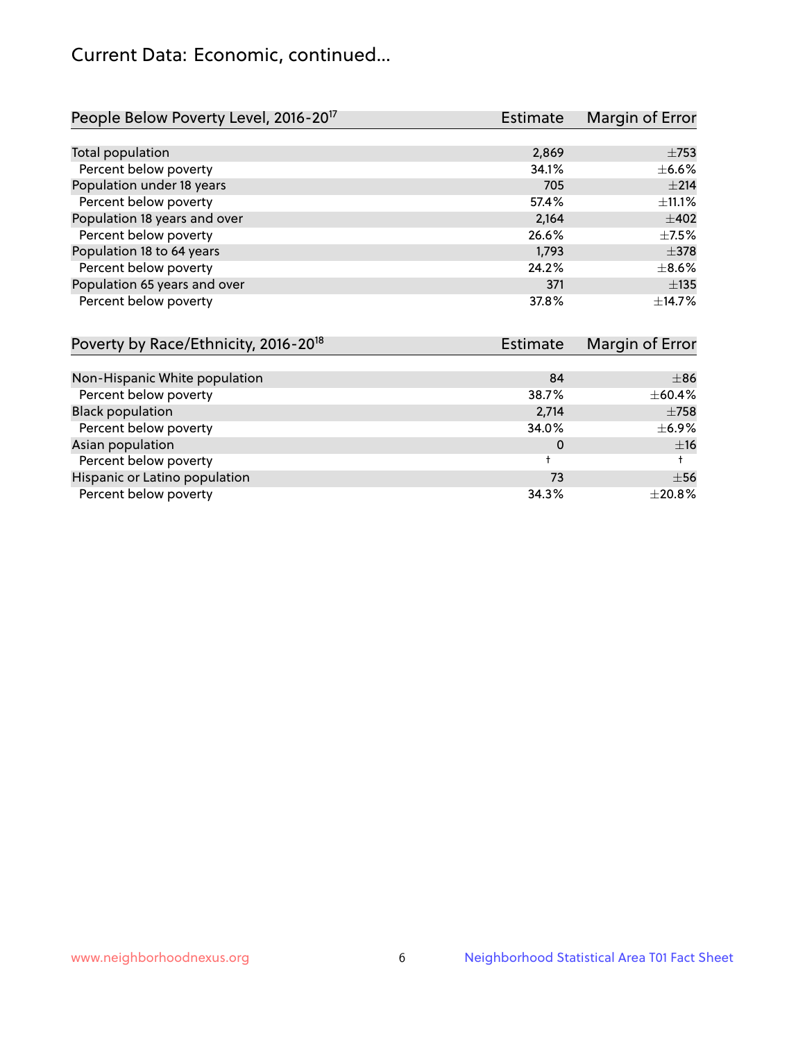## Current Data: Economic, continued...

| People Below Poverty Level, 2016-20[17] | Estimate | Margin of Error |
|---|---|---|
| Total population | 2,869 | ±753 |
| Percent below poverty | 34.1% | ±6.6% |
| Population under 18 years | 705 | ±214 |
| Percent below poverty | 57.4% | ±11.1% |
| Population 18 years and over | 2,164 | ±402 |
| Percent below poverty | 26.6% | ±7.5% |
| Population 18 to 64 years | 1,793 | ±378 |
| Percent below poverty | 24.2% | ±8.6% |
| Population 65 years and over | 371 | ±135 |
| Percent below poverty | 37.8% | ±14.7% |

| Poverty by Race/Ethnicity, 2016-20[18] | Estimate | Margin of Error |
|---|---|---|
| Non-Hispanic White population | 84 | ±86 |
| Percent below poverty | 38.7% | ±60.4% |
| Black population | 2,714 | ±758 |
| Percent below poverty | 34.0% | ±6.9% |
| Asian population | 0 | ±16 |
| Percent below poverty | † | † |
| Hispanic or Latino population | 73 | ±56 |
| Percent below poverty | 34.3% | ±20.8% |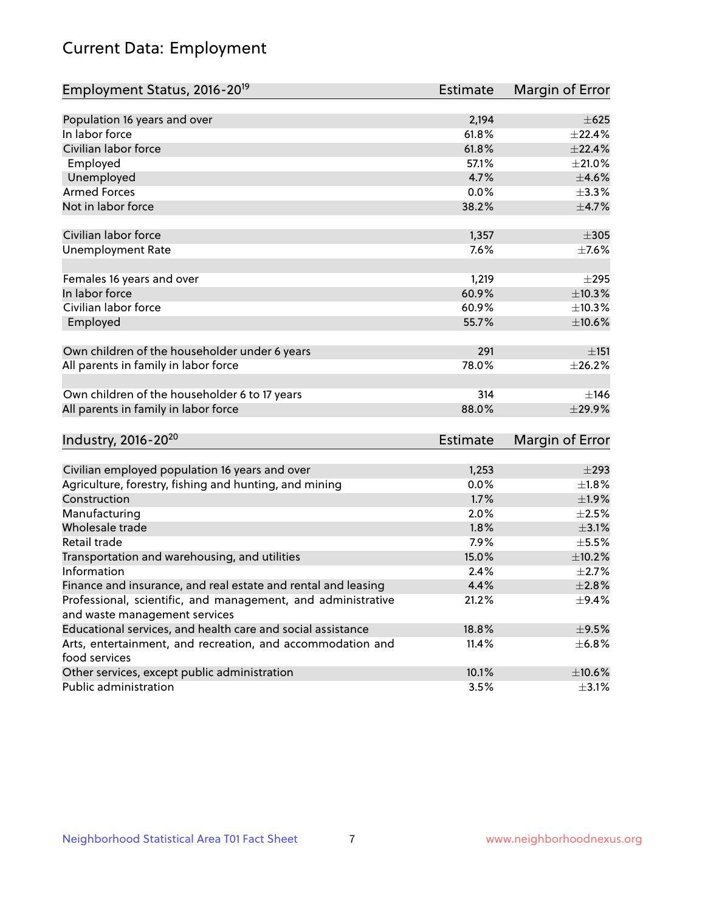# Current Data: Employment

| Employment Status, 2016-20[19] | Estimate | Margin of Error |
| --- | --- | --- |
| Population 16 years and over | 2,194 | ±625 |
| In labor force | 61.8% | ±22.4% |
| Civilian labor force | 61.8% | ±22.4% |
| Employed | 57.1% | ±21.0% |
| Unemployed | 4.7% | ±4.6% |
| Armed Forces | 0.0% | ±3.3% |
| Not in labor force | 38.2% | ±4.7% |
| Civilian labor force | 1,357 | ±305 |
| Unemployment Rate | 7.6% | ±7.6% |
| Females 16 years and over | 1,219 | ±295 |
| In labor force | 60.9% | ±10.3% |
| Civilian labor force | 60.9% | ±10.3% |
| Employed | 55.7% | ±10.6% |
| Own children of the householder under 6 years | 291 | ±151 |
| All parents in family in labor force | 78.0% | ±26.2% |
| Own children of the householder 6 to 17 years | 314 | ±146 |
| All parents in family in labor force | 88.0% | ±29.9% |

| Industry, 2016-20[20] | Estimate | Margin of Error |
| --- | --- | --- |
| Civilian employed population 16 years and over | 1,253 | ±293 |
| Agriculture, forestry, fishing and hunting, and mining | 0.0% | ±1.8% |
| Construction | 1.7% | ±1.9% |
| Manufacturing | 2.0% | ±2.5% |
| Wholesale trade | 1.8% | ±3.1% |
| Retail trade | 7.9% | ±5.5% |
| Transportation and warehousing, and utilities | 15.0% | ±10.2% |
| Information | 2.4% | ±2.7% |
| Finance and insurance, and real estate and rental and leasing | 4.4% | ±2.8% |
| Professional, scientific, and management, and administrative and waste management services | 21.2% | ±9.4% |
| Educational services, and health care and social assistance | 18.8% | ±9.5% |
| Arts, entertainment, and recreation, and accommodation and food services | 11.4% | ±6.8% |
| Other services, except public administration | 10.1% | ±10.6% |
| Public administration | 3.5% | ±3.1% |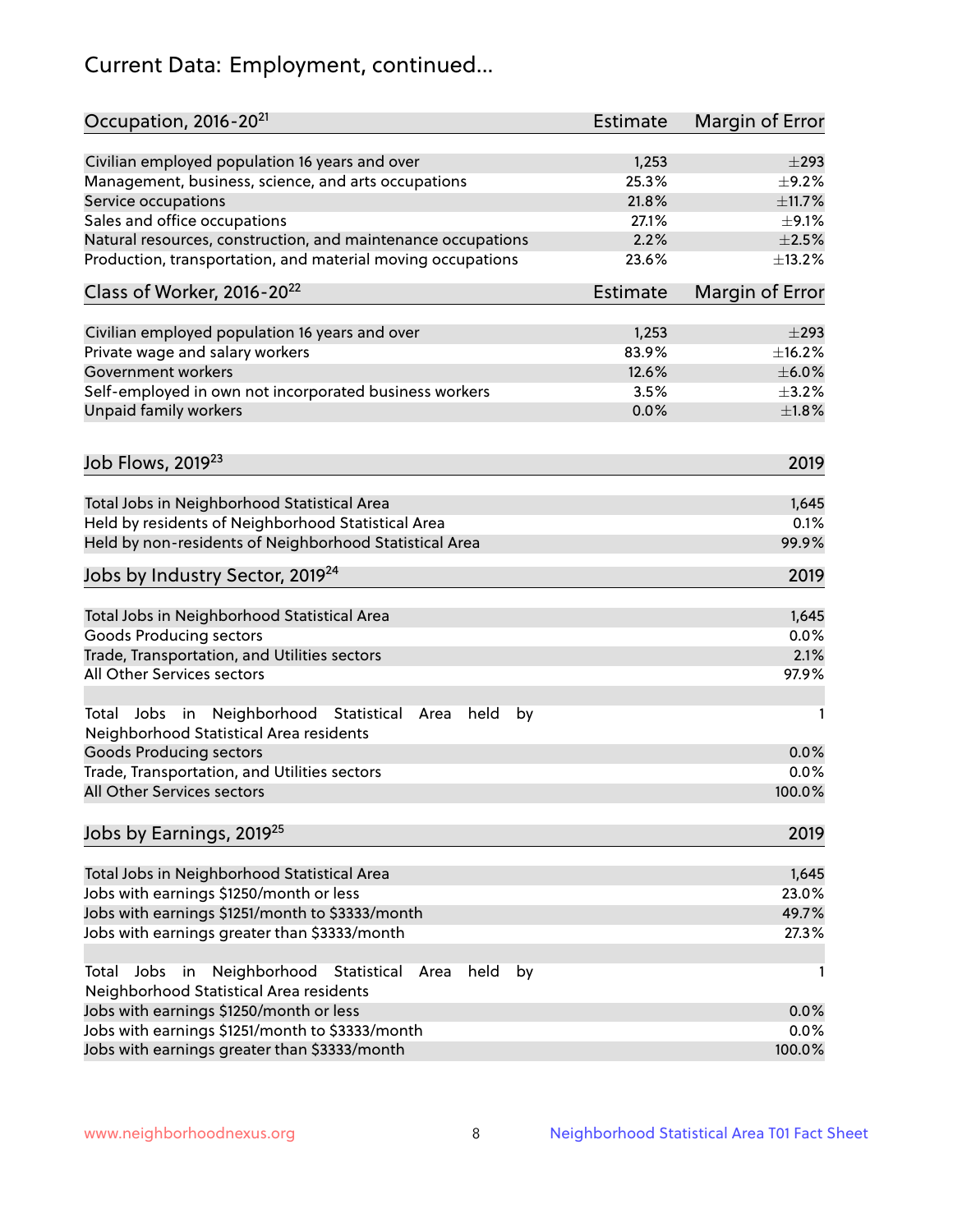# Current Data: Employment, continued...

| Occupation, 2016-20[21] | Estimate | Margin of Error |
|---|---|---|
| Civilian employed population 16 years and over | 1,253 | ±293 |
| Management, business, science, and arts occupations | 25.3% | ±9.2% |
| Service occupations | 21.8% | ±11.7% |
| Sales and office occupations | 27.1% | ±9.1% |
| Natural resources, construction, and maintenance occupations | 2.2% | ±2.5% |
| Production, transportation, and material moving occupations | 23.6% | ±13.2% |

| Class of Worker, 2016-20[22] | Estimate | Margin of Error |
|---|---|---|
| Civilian employed population 16 years and over | 1,253 | ±293 |
| Private wage and salary workers | 83.9% | ±16.2% |
| Government workers | 12.6% | ±6.0% |
| Self-employed in own not incorporated business workers | 3.5% | ±3.2% |
| Unpaid family workers | 0.0% | ±1.8% |

| Job Flows, 2019[23] | 2019 |
|---|---|
| Total Jobs in Neighborhood Statistical Area | 1,645 |
| Held by residents of Neighborhood Statistical Area | 0.1% |
| Held by non-residents of Neighborhood Statistical Area | 99.9% |

| Jobs by Industry Sector, 2019[24] | 2019 |
|---|---|
| Total Jobs in Neighborhood Statistical Area | 1,645 |
| Goods Producing sectors | 0.0% |
| Trade, Transportation, and Utilities sectors | 2.1% |
| All Other Services sectors | 97.9% |
| Total Jobs in Neighborhood Statistical Area held by Neighborhood Statistical Area residents | 1 |
| Goods Producing sectors | 0.0% |
| Trade, Transportation, and Utilities sectors | 0.0% |
| All Other Services sectors | 100.0% |

| Jobs by Earnings, 2019[25] | 2019 |
|---|---|
| Total Jobs in Neighborhood Statistical Area | 1,645 |
| Jobs with earnings $1250/month or less | 23.0% |
| Jobs with earnings $1251/month to $3333/month | 49.7% |
| Jobs with earnings greater than $3333/month | 27.3% |
| Total Jobs in Neighborhood Statistical Area held by Neighborhood Statistical Area residents | 1 |
| Jobs with earnings $1250/month or less | 0.0% |
| Jobs with earnings $1251/month to $3333/month | 0.0% |
| Jobs with earnings greater than $3333/month | 100.0% |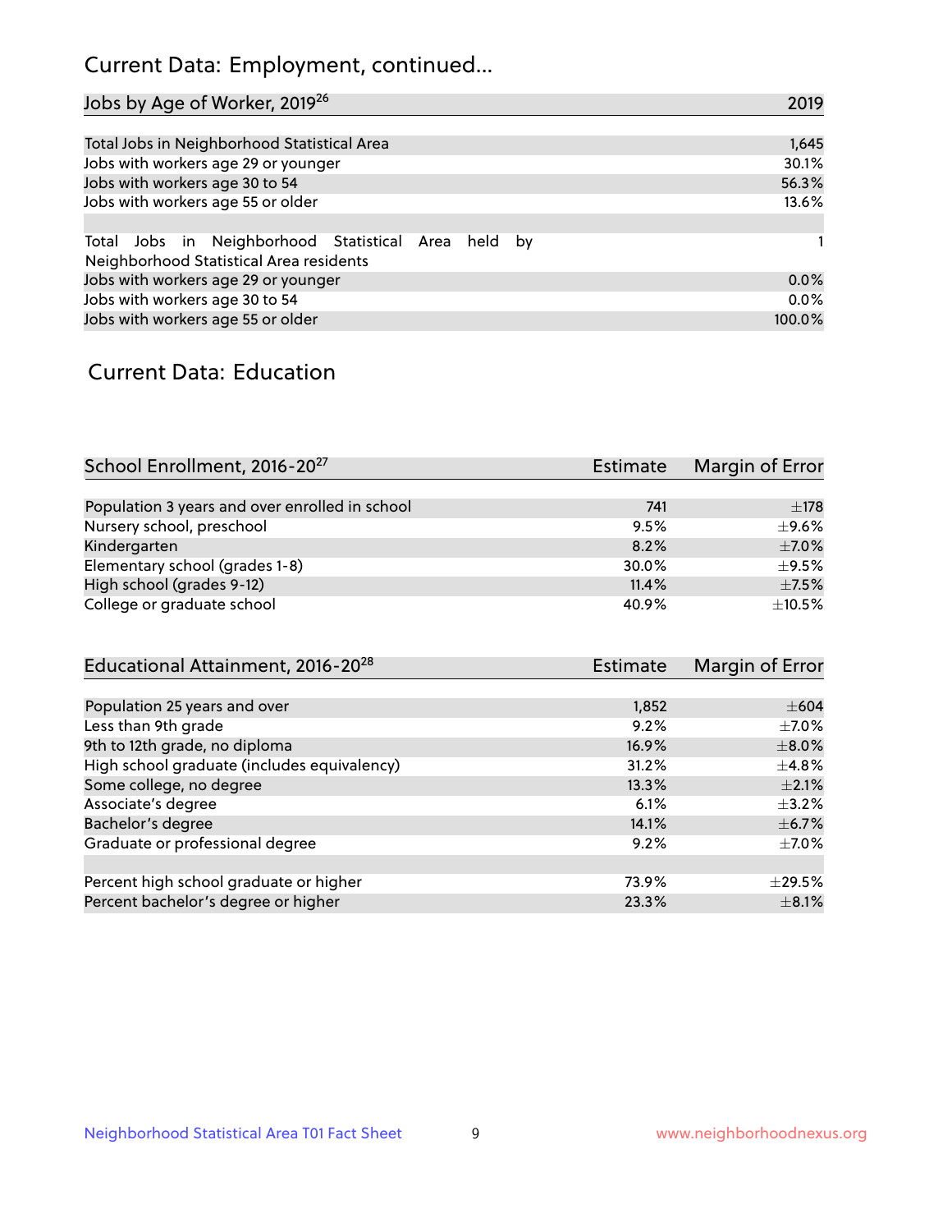## Current Data: Employment, continued...

| Jobs by Age of Worker, 2019[26] | 2019 |
|---|---|
| Total Jobs in Neighborhood Statistical Area | 1,645 |
| Jobs with workers age 29 or younger | 30.1% |
| Jobs with workers age 30 to 54 | 56.3% |
| Jobs with workers age 55 or older | 13.6% |
| | |
| Total Jobs in Neighborhood Statistical Area held by Neighborhood Statistical Area residents | 1 |
| Jobs with workers age 29 or younger | 0.0% |
| Jobs with workers age 30 to 54 | 0.0% |
| Jobs with workers age 55 or older | 100.0% |

## Current Data: Education

| School Enrollment, 2016-20[27] | Estimate | Margin of Error |
|---|---|---|
| Population 3 years and over enrolled in school | 741 | ±178 |
| Nursery school, preschool | 9.5% | ±9.6% |
| Kindergarten | 8.2% | ±7.0% |
| Elementary school (grades 1-8) | 30.0% | ±9.5% |
| High school (grades 9-12) | 11.4% | ±7.5% |
| College or graduate school | 40.9% | ±10.5% |

| Educational Attainment, 2016-20[28] | Estimate | Margin of Error |
|---|---|---|
| Population 25 years and over | 1,852 | ±604 |
| Less than 9th grade | 9.2% | ±7.0% |
| 9th to 12th grade, no diploma | 16.9% | ±8.0% |
| High school graduate (includes equivalency) | 31.2% | ±4.8% |
| Some college, no degree | 13.3% | ±2.1% |
| Associate's degree | 6.1% | ±3.2% |
| Bachelor's degree | 14.1% | ±6.7% |
| Graduate or professional degree | 9.2% | ±7.0% |
| | | |
| Percent high school graduate or higher | 73.9% | ±29.5% |
| Percent bachelor's degree or higher | 23.3% | ±8.1% |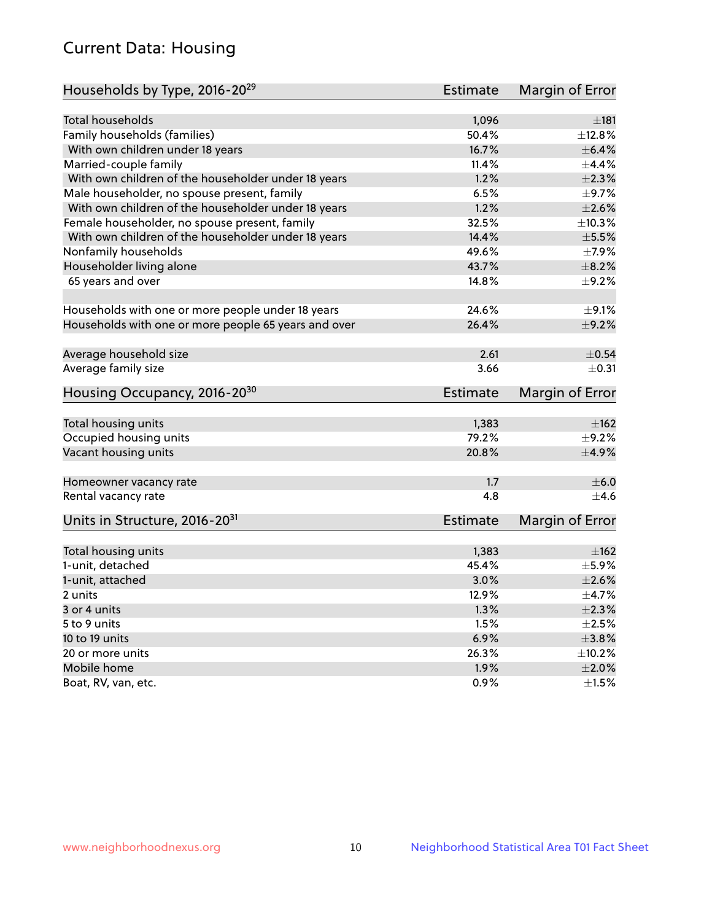# Current Data: Housing

| Households by Type, 2016-20[29] | Estimate | Margin of Error |
|---|---|---|
| Total households | 1,096 | ±181 |
| Family households (families) | 50.4% | ±12.8% |
| With own children under 18 years | 16.7% | ±6.4% |
| Married-couple family | 11.4% | ±4.4% |
| With own children of the householder under 18 years | 1.2% | ±2.3% |
| Male householder, no spouse present, family | 6.5% | ±9.7% |
| With own children of the householder under 18 years | 1.2% | ±2.6% |
| Female householder, no spouse present, family | 32.5% | ±10.3% |
| With own children of the householder under 18 years | 14.4% | ±5.5% |
| Nonfamily households | 49.6% | ±7.9% |
| Householder living alone | 43.7% | ±8.2% |
| 65 years and over | 14.8% | ±9.2% |
| Households with one or more people under 18 years | 24.6% | ±9.1% |
| Households with one or more people 65 years and over | 26.4% | ±9.2% |
| Average household size | 2.61 | ±0.54 |
| Average family size | 3.66 | ±0.31 |

| Housing Occupancy, 2016-20[30] | Estimate | Margin of Error |
|---|---|---|
| Total housing units | 1,383 | ±162 |
| Occupied housing units | 79.2% | ±9.2% |
| Vacant housing units | 20.8% | ±4.9% |
| Homeowner vacancy rate | 1.7 | ±6.0 |
| Rental vacancy rate | 4.8 | ±4.6 |

| Units in Structure, 2016-20[31] | Estimate | Margin of Error |
|---|---|---|
| Total housing units | 1,383 | ±162 |
| 1-unit, detached | 45.4% | ±5.9% |
| 1-unit, attached | 3.0% | ±2.6% |
| 2 units | 12.9% | ±4.7% |
| 3 or 4 units | 1.3% | ±2.3% |
| 5 to 9 units | 1.5% | ±2.5% |
| 10 to 19 units | 6.9% | ±3.8% |
| 20 or more units | 26.3% | ±10.2% |
| Mobile home | 1.9% | ±2.0% |
| Boat, RV, van, etc. | 0.9% | ±1.5% |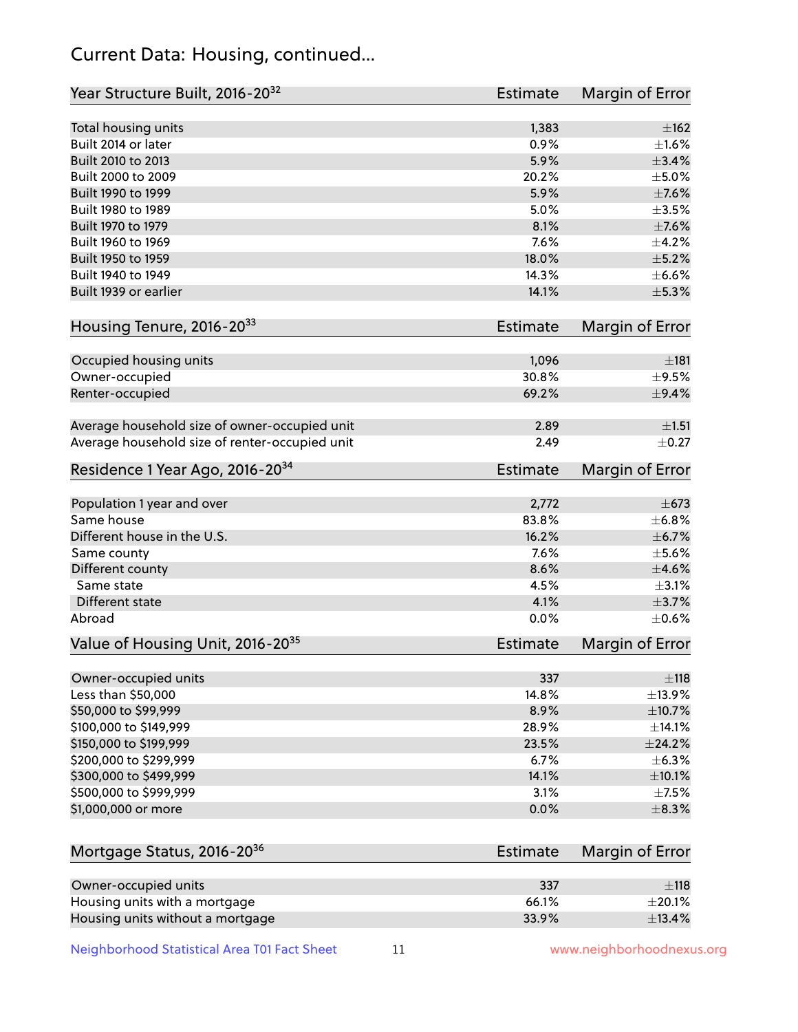## Current Data: Housing, continued...

| Year Structure Built, 2016-20[32] | Estimate | Margin of Error |
|---|---|---|
| Total housing units | 1,383 | ±162 |
| Built 2014 or later | 0.9% | ±1.6% |
| Built 2010 to 2013 | 5.9% | ±3.4% |
| Built 2000 to 2009 | 20.2% | ±5.0% |
| Built 1990 to 1999 | 5.9% | ±7.6% |
| Built 1980 to 1989 | 5.0% | ±3.5% |
| Built 1970 to 1979 | 8.1% | ±7.6% |
| Built 1960 to 1969 | 7.6% | ±4.2% |
| Built 1950 to 1959 | 18.0% | ±5.2% |
| Built 1940 to 1949 | 14.3% | ±6.6% |
| Built 1939 or earlier | 14.1% | ±5.3% |

| Housing Tenure, 2016-20[33] | Estimate | Margin of Error |
|---|---|---|
| Occupied housing units | 1,096 | ±181 |
| Owner-occupied | 30.8% | ±9.5% |
| Renter-occupied | 69.2% | ±9.4% |
| | | |
| Average household size of owner-occupied unit | 2.89 | ±1.51 |
| Average household size of renter-occupied unit | 2.49 | ±0.27 |

| Residence 1 Year Ago, 2016-20[34] | Estimate | Margin of Error |
|---|---|---|
| Population 1 year and over | 2,772 | ±673 |
| Same house | 83.8% | ±6.8% |
| Different house in the U.S. | 16.2% | ±6.7% |
| Same county | 7.6% | ±5.6% |
| Different county | 8.6% | ±4.6% |
| Same state | 4.5% | ±3.1% |
| Different state | 4.1% | ±3.7% |
| Abroad | 0.0% | ±0.6% |

| Value of Housing Unit, 2016-20[35] | Estimate | Margin of Error |
|---|---|---|
| Owner-occupied units | 337 | ±118 |
| Less than $50,000 | 14.8% | ±13.9% |
| $50,000 to $99,999 | 8.9% | ±10.7% |
| $100,000 to $149,999 | 28.9% | ±14.1% |
| $150,000 to $199,999 | 23.5% | ±24.2% |
| $200,000 to $299,999 | 6.7% | ±6.3% |
| $300,000 to $499,999 | 14.1% | ±10.1% |
| $500,000 to $999,999 | 3.1% | ±7.5% |
| $1,000,000 or more | 0.0% | ±8.3% |

| Mortgage Status, 2016-20[36] | Estimate | Margin of Error |
|---|---|---|
| Owner-occupied units | 337 | ±118 |
| Housing units with a mortgage | 66.1% | ±20.1% |
| Housing units without a mortgage | 33.9% | ±13.4% |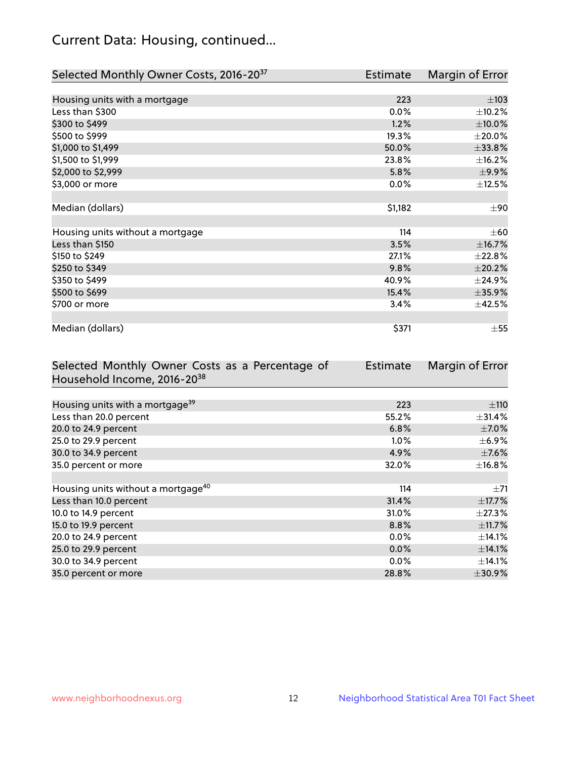## Current Data: Housing, continued...

| Selected Monthly Owner Costs, 2016-20[37] | Estimate | Margin of Error |
|---|---|---|
| Housing units with a mortgage | 223 | ±103 |
| Less than $300 | 0.0% | ±10.2% |
| $300 to $499 | 1.2% | ±10.0% |
| $500 to $999 | 19.3% | ±20.0% |
| $1,000 to $1,499 | 50.0% | ±33.8% |
| $1,500 to $1,999 | 23.8% | ±16.2% |
| $2,000 to $2,999 | 5.8% | ±9.9% |
| $3,000 or more | 0.0% | ±12.5% |
| Median (dollars) | $1,182 | ±90 |
| Housing units without a mortgage | 114 | ±60 |
| Less than $150 | 3.5% | ±16.7% |
| $150 to $249 | 27.1% | ±22.8% |
| $250 to $349 | 9.8% | ±20.2% |
| $350 to $499 | 40.9% | ±24.9% |
| $500 to $699 | 15.4% | ±35.9% |
| $700 or more | 3.4% | ±42.5% |
| Median (dollars) | $371 | ±55 |

| Selected Monthly Owner Costs as a Percentage of Household Income, 2016-20[38] | Estimate | Margin of Error |
|---|---|---|
| Housing units with a mortgage[39] | 223 | ±110 |
| Less than 20.0 percent | 55.2% | ±31.4% |
| 20.0 to 24.9 percent | 6.8% | ±7.0% |
| 25.0 to 29.9 percent | 1.0% | ±6.9% |
| 30.0 to 34.9 percent | 4.9% | ±7.6% |
| 35.0 percent or more | 32.0% | ±16.8% |
| Housing units without a mortgage[40] | 114 | ±71 |
| Less than 10.0 percent | 31.4% | ±17.7% |
| 10.0 to 14.9 percent | 31.0% | ±27.3% |
| 15.0 to 19.9 percent | 8.8% | ±11.7% |
| 20.0 to 24.9 percent | 0.0% | ±14.1% |
| 25.0 to 29.9 percent | 0.0% | ±14.1% |
| 30.0 to 34.9 percent | 0.0% | ±14.1% |
| 35.0 percent or more | 28.8% | ±30.9% |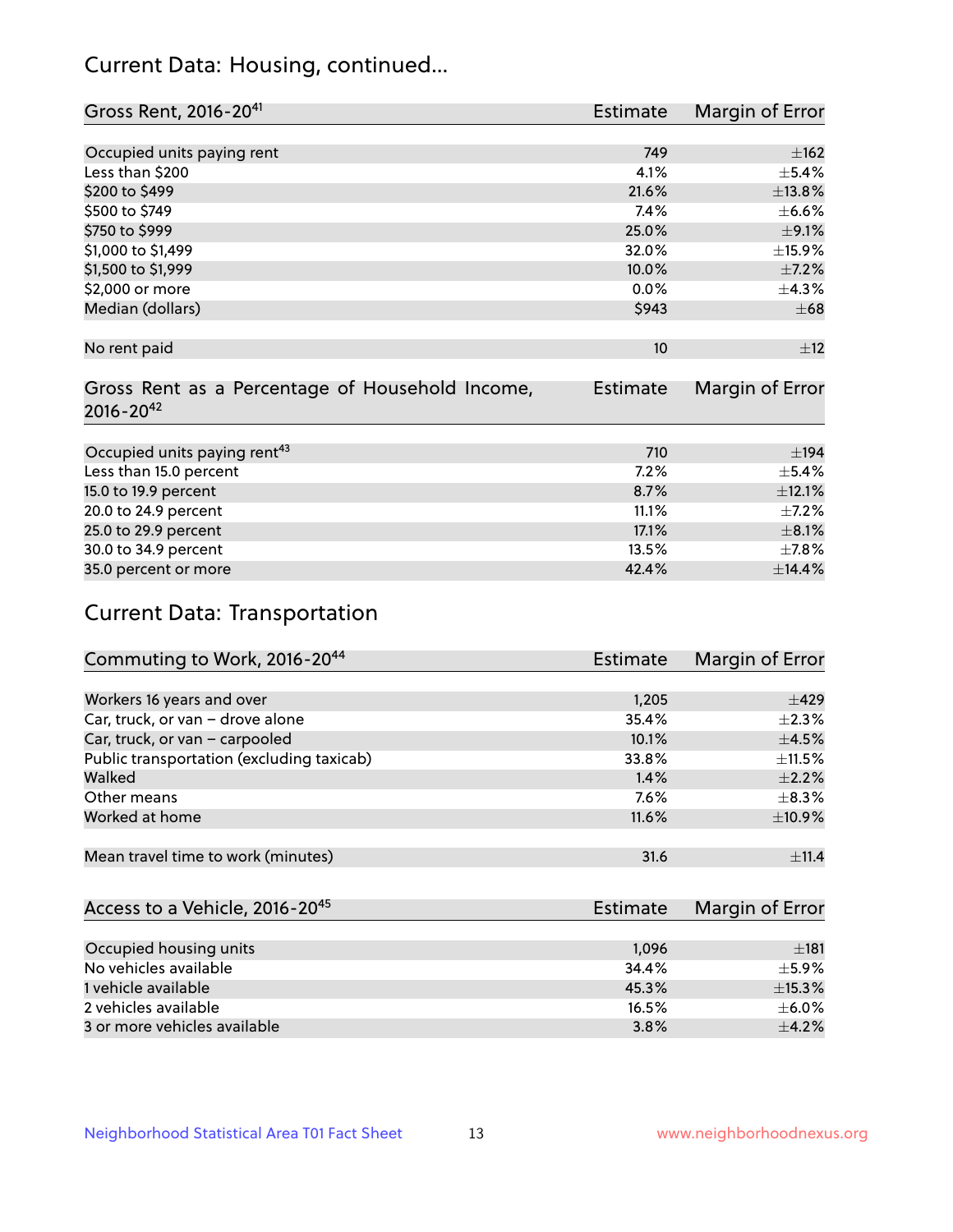## Current Data: Housing, continued...

| Gross Rent, 2016-20[41] | Estimate | Margin of Error |
|---|---|---|
| Occupied units paying rent | 749 | ±162 |
| Less than $200 | 4.1% | ±5.4% |
| $200 to $499 | 21.6% | ±13.8% |
| $500 to $749 | 7.4% | ±6.6% |
| $750 to $999 | 25.0% | ±9.1% |
| $1,000 to $1,499 | 32.0% | ±15.9% |
| $1,500 to $1,999 | 10.0% | ±7.2% |
| $2,000 or more | 0.0% | ±4.3% |
| Median (dollars) | $943 | ±68 |
| No rent paid | 10 | ±12 |

| Gross Rent as a Percentage of Household Income, 2016-20[42] | Estimate | Margin of Error |
|---|---|---|
| Occupied units paying rent[43] | 710 | ±194 |
| Less than 15.0 percent | 7.2% | ±5.4% |
| 15.0 to 19.9 percent | 8.7% | ±12.1% |
| 20.0 to 24.9 percent | 11.1% | ±7.2% |
| 25.0 to 29.9 percent | 17.1% | ±8.1% |
| 30.0 to 34.9 percent | 13.5% | ±7.8% |
| 35.0 percent or more | 42.4% | ±14.4% |

## Current Data: Transportation

| Commuting to Work, 2016-20[44] | Estimate | Margin of Error |
|---|---|---|
| Workers 16 years and over | 1,205 | ±429 |
| Car, truck, or van – drove alone | 35.4% | ±2.3% |
| Car, truck, or van – carpooled | 10.1% | ±4.5% |
| Public transportation (excluding taxicab) | 33.8% | ±11.5% |
| Walked | 1.4% | ±2.2% |
| Other means | 7.6% | ±8.3% |
| Worked at home | 11.6% | ±10.9% |
| Mean travel time to work (minutes) | 31.6 | ±11.4 |

| Access to a Vehicle, 2016-20[45] | Estimate | Margin of Error |
|---|---|---|
| Occupied housing units | 1,096 | ±181 |
| No vehicles available | 34.4% | ±5.9% |
| 1 vehicle available | 45.3% | ±15.3% |
| 2 vehicles available | 16.5% | ±6.0% |
| 3 or more vehicles available | 3.8% | ±4.2% |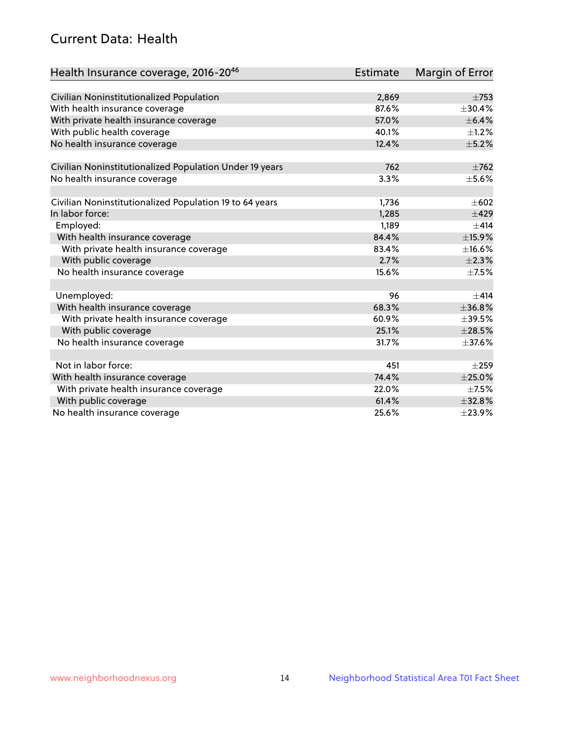## Current Data: Health

| Health Insurance coverage, 2016-20[46] | Estimate | Margin of Error |
|---|---|---|
| Civilian Noninstitutionalized Population | 2,869 | ±753 |
| With health insurance coverage | 87.6% | ±30.4% |
| With private health insurance coverage | 57.0% | ±6.4% |
| With public health coverage | 40.1% | ±1.2% |
| No health insurance coverage | 12.4% | ±5.2% |
| | | |
| Civilian Noninstitutionalized Population Under 19 years | 762 | ±762 |
| No health insurance coverage | 3.3% | ±5.6% |
| | | |
| Civilian Noninstitutionalized Population 19 to 64 years | 1,736 | ±602 |
| In labor force: | 1,285 | ±429 |
| Employed: | 1,189 | ±414 |
| With health insurance coverage | 84.4% | ±15.9% |
| With private health insurance coverage | 83.4% | ±16.6% |
| With public coverage | 2.7% | ±2.3% |
| No health insurance coverage | 15.6% | ±7.5% |
| | | |
| Unemployed: | 96 | ±414 |
| With health insurance coverage | 68.3% | ±36.8% |
| With private health insurance coverage | 60.9% | ±39.5% |
| With public coverage | 25.1% | ±28.5% |
| No health insurance coverage | 31.7% | ±37.6% |
| | | |
| Not in labor force: | 451 | ±259 |
| With health insurance coverage | 74.4% | ±25.0% |
| With private health insurance coverage | 22.0% | ±7.5% |
| With public coverage | 61.4% | ±32.8% |
| No health insurance coverage | 25.6% | ±23.9% |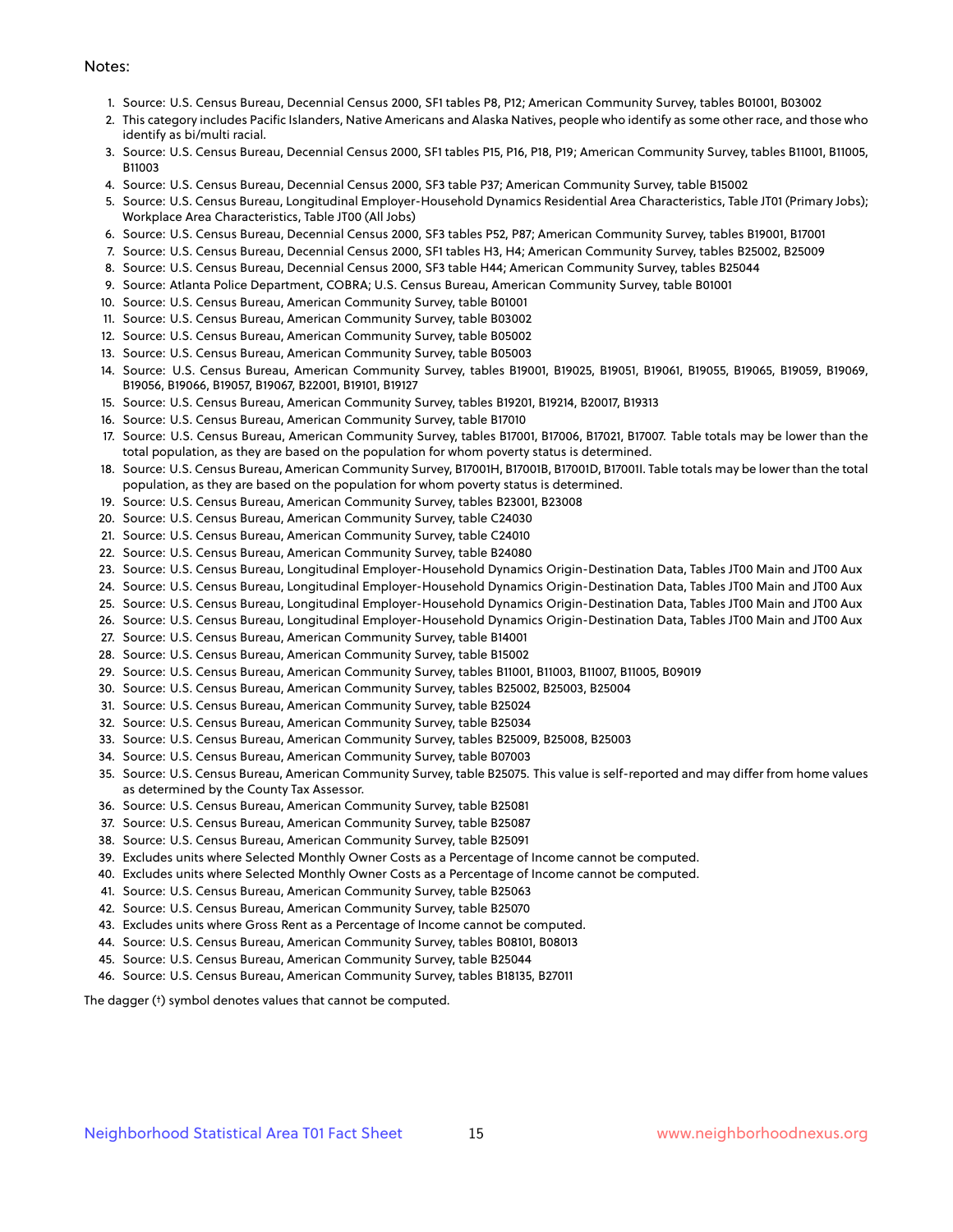Notes:

1. Source: U.S. Census Bureau, Decennial Census 2000, SF1 tables P8, P12; American Community Survey, tables B01001, B03002
2. This category includes Pacific Islanders, Native Americans and Alaska Natives, people who identify as some other race, and those who identify as bi/multi racial.
3. Source: U.S. Census Bureau, Decennial Census 2000, SF1 tables P15, P16, P18, P19; American Community Survey, tables B11001, B11005, B11003
4. Source: U.S. Census Bureau, Decennial Census 2000, SF3 table P37; American Community Survey, table B15002
5. Source: U.S. Census Bureau, Longitudinal Employer-Household Dynamics Residential Area Characteristics, Table JT01 (Primary Jobs); Workplace Area Characteristics, Table JT00 (All Jobs)
6. Source: U.S. Census Bureau, Decennial Census 2000, SF3 tables P52, P87; American Community Survey, tables B19001, B17001
7. Source: U.S. Census Bureau, Decennial Census 2000, SF1 tables H3, H4; American Community Survey, tables B25002, B25009
8. Source: U.S. Census Bureau, Decennial Census 2000, SF3 table H44; American Community Survey, tables B25044
9. Source: Atlanta Police Department, COBRA; U.S. Census Bureau, American Community Survey, table B01001
10. Source: U.S. Census Bureau, American Community Survey, table B01001
11. Source: U.S. Census Bureau, American Community Survey, table B03002
12. Source: U.S. Census Bureau, American Community Survey, table B05002
13. Source: U.S. Census Bureau, American Community Survey, table B05003
14. Source: U.S. Census Bureau, American Community Survey, tables B19001, B19025, B19051, B19061, B19055, B19065, B19059, B19069, B19056, B19066, B19057, B19067, B22001, B19101, B19127
15. Source: U.S. Census Bureau, American Community Survey, tables B19201, B19214, B20017, B19313
16. Source: U.S. Census Bureau, American Community Survey, table B17010
17. Source: U.S. Census Bureau, American Community Survey, tables B17001, B17006, B17021, B17007. Table totals may be lower than the total population, as they are based on the population for whom poverty status is determined.
18. Source: U.S. Census Bureau, American Community Survey, B17001H, B17001B, B17001D, B17001I. Table totals may be lower than the total population, as they are based on the population for whom poverty status is determined.
19. Source: U.S. Census Bureau, American Community Survey, tables B23001, B23008
20. Source: U.S. Census Bureau, American Community Survey, table C24030
21. Source: U.S. Census Bureau, American Community Survey, table C24010
22. Source: U.S. Census Bureau, American Community Survey, table B24080
23. Source: U.S. Census Bureau, Longitudinal Employer-Household Dynamics Origin-Destination Data, Tables JT00 Main and JT00 Aux
24. Source: U.S. Census Bureau, Longitudinal Employer-Household Dynamics Origin-Destination Data, Tables JT00 Main and JT00 Aux
25. Source: U.S. Census Bureau, Longitudinal Employer-Household Dynamics Origin-Destination Data, Tables JT00 Main and JT00 Aux
26. Source: U.S. Census Bureau, Longitudinal Employer-Household Dynamics Origin-Destination Data, Tables JT00 Main and JT00 Aux
27. Source: U.S. Census Bureau, American Community Survey, table B14001
28. Source: U.S. Census Bureau, American Community Survey, table B15002
29. Source: U.S. Census Bureau, American Community Survey, tables B11001, B11003, B11007, B11005, B09019
30. Source: U.S. Census Bureau, American Community Survey, tables B25002, B25003, B25004
31. Source: U.S. Census Bureau, American Community Survey, table B25024
32. Source: U.S. Census Bureau, American Community Survey, table B25034
33. Source: U.S. Census Bureau, American Community Survey, tables B25009, B25008, B25003
34. Source: U.S. Census Bureau, American Community Survey, table B07003
35. Source: U.S. Census Bureau, American Community Survey, table B25075. This value is self-reported and may differ from home values as determined by the County Tax Assessor.
36. Source: U.S. Census Bureau, American Community Survey, table B25081
37. Source: U.S. Census Bureau, American Community Survey, table B25087
38. Source: U.S. Census Bureau, American Community Survey, table B25091
39. Excludes units where Selected Monthly Owner Costs as a Percentage of Income cannot be computed.
40. Excludes units where Selected Monthly Owner Costs as a Percentage of Income cannot be computed.
41. Source: U.S. Census Bureau, American Community Survey, table B25063
42. Source: U.S. Census Bureau, American Community Survey, table B25070
43. Excludes units where Gross Rent as a Percentage of Income cannot be computed.
44. Source: U.S. Census Bureau, American Community Survey, tables B08101, B08013
45. Source: U.S. Census Bureau, American Community Survey, table B25044
46. Source: U.S. Census Bureau, American Community Survey, tables B18135, B27011

The dagger (†) symbol denotes values that cannot be computed.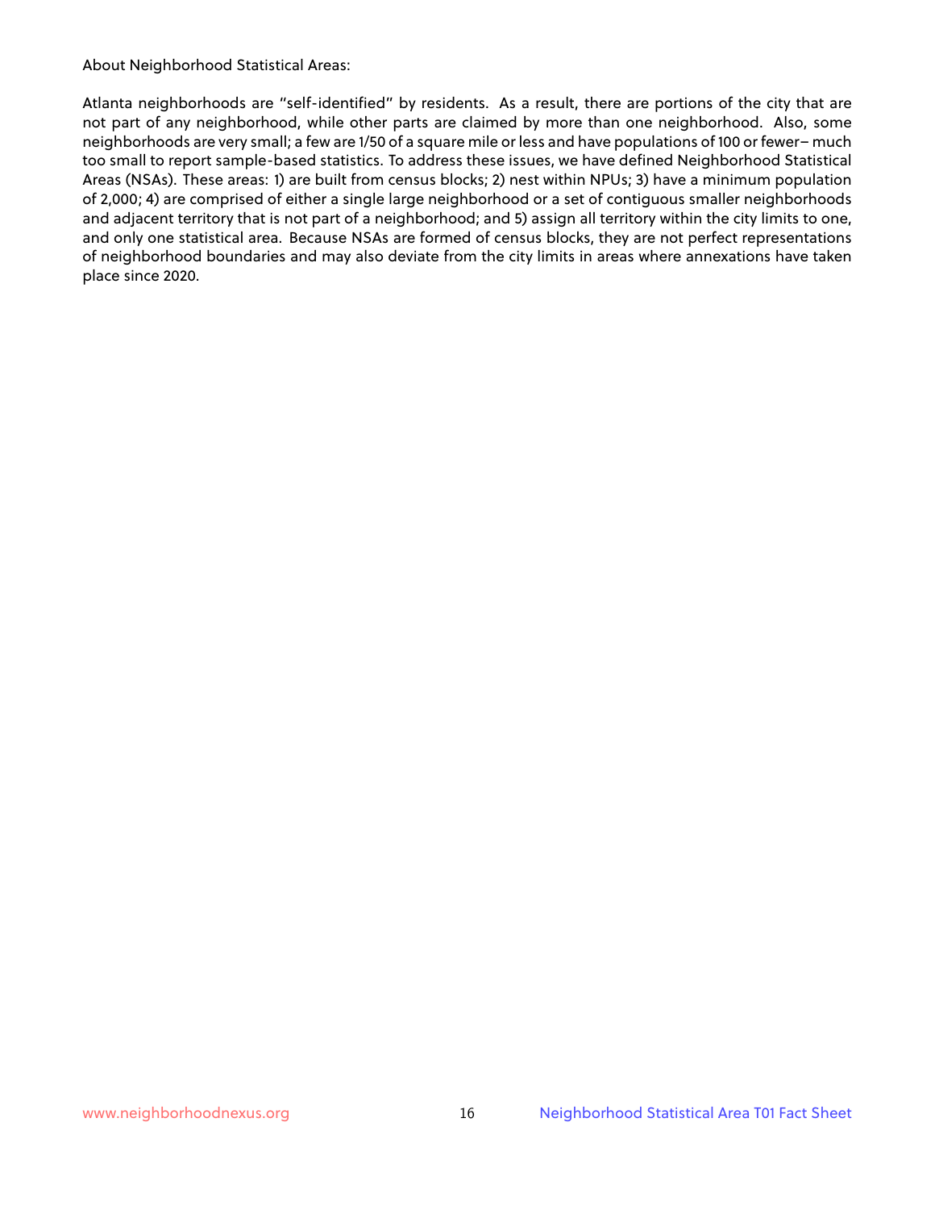About Neighborhood Statistical Areas:

Atlanta neighborhoods are "self-identified" by residents. As a result, there are portions of the city that are not part of any neighborhood, while other parts are claimed by more than one neighborhood. Also, some neighborhoods are very small; a few are 1/50 of a square mile or less and have populations of 100 or fewer– much too small to report sample-based statistics. To address these issues, we have defined Neighborhood Statistical Areas (NSAs). These areas: 1) are built from census blocks; 2) nest within NPUs; 3) have a minimum population of 2,000; 4) are comprised of either a single large neighborhood or a set of contiguous smaller neighborhoods and adjacent territory that is not part of a neighborhood; and 5) assign all territory within the city limits to one, and only one statistical area. Because NSAs are formed of census blocks, they are not perfect representations of neighborhood boundaries and may also deviate from the city limits in areas where annexations have taken place since 2020.